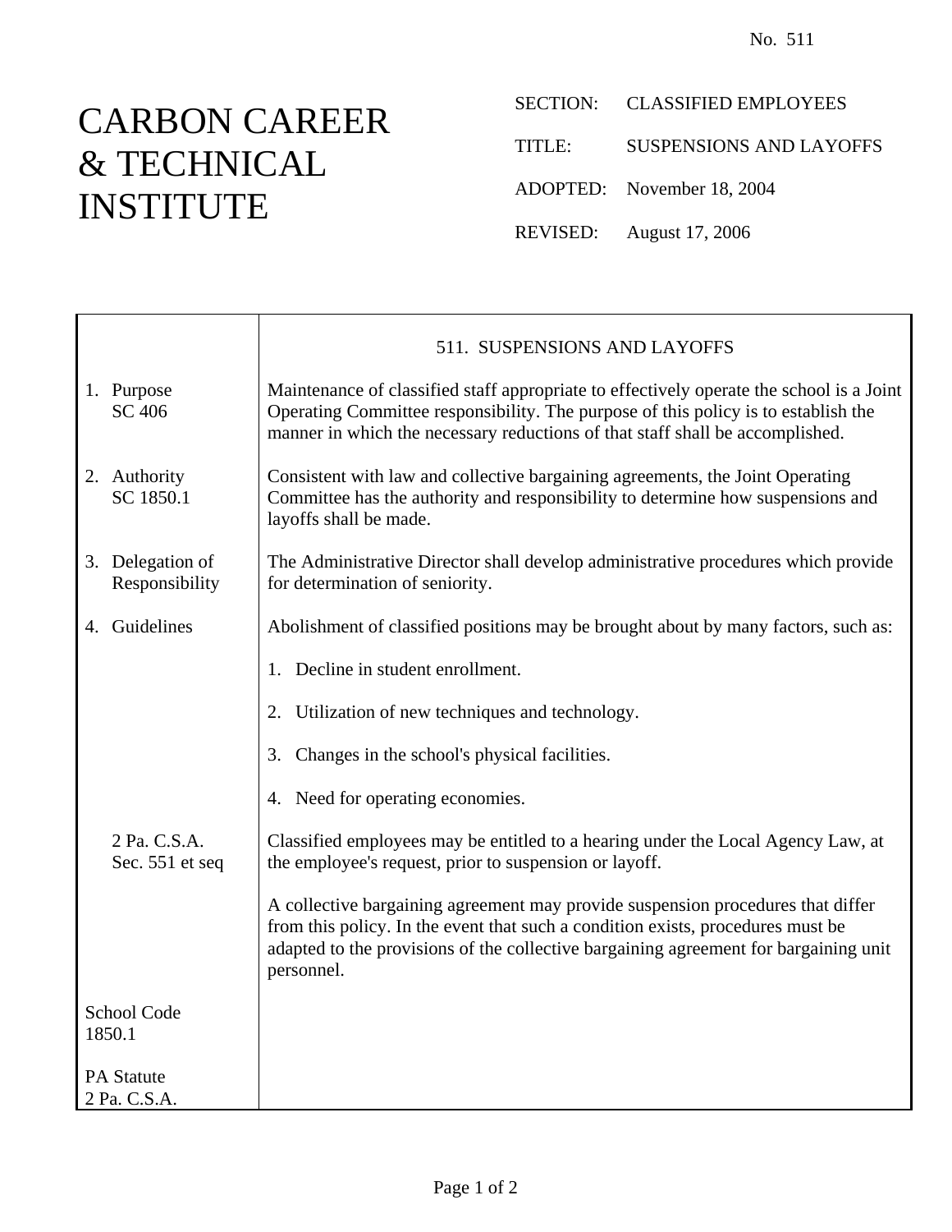No. 511

# CARBON CAREER & TECHNICAL INSTITUTE

SECTION: CLASSIFIED EMPLOYEES

TITLE: SUSPENSIONS AND LAYOFFS

ADOPTED: November 18, 2004

REVISED: August 17, 2006

## 511. SUSPENSIONS AND LAYOFFS

**1. Purpose**
SC 406

Maintenance of classified staff appropriate to effectively operate the school is a Joint Operating Committee responsibility. The purpose of this policy is to establish the manner in which the necessary reductions of that staff shall be accomplished.

**2. Authority**
SC 1850.1

Consistent with law and collective bargaining agreements, the Joint Operating Committee has the authority and responsibility to determine how suspensions and layoffs shall be made.

**3. Delegation of Responsibility**

The Administrative Director shall develop administrative procedures which provide for determination of seniority.

**4. Guidelines**

Abolishment of classified positions may be brought about by many factors, such as:

1. Decline in student enrollment.

2. Utilization of new techniques and technology.

3. Changes in the school's physical facilities.

4. Need for operating economies.

2 Pa. C.S.A. Sec. 551 et seq

Classified employees may be entitled to a hearing under the Local Agency Law, at the employee's request, prior to suspension or layoff.

A collective bargaining agreement may provide suspension procedures that differ from this policy. In the event that such a condition exists, procedures must be adapted to the provisions of the collective bargaining agreement for bargaining unit personnel.

School Code
1850.1

PA Statute
2 Pa. C.S.A.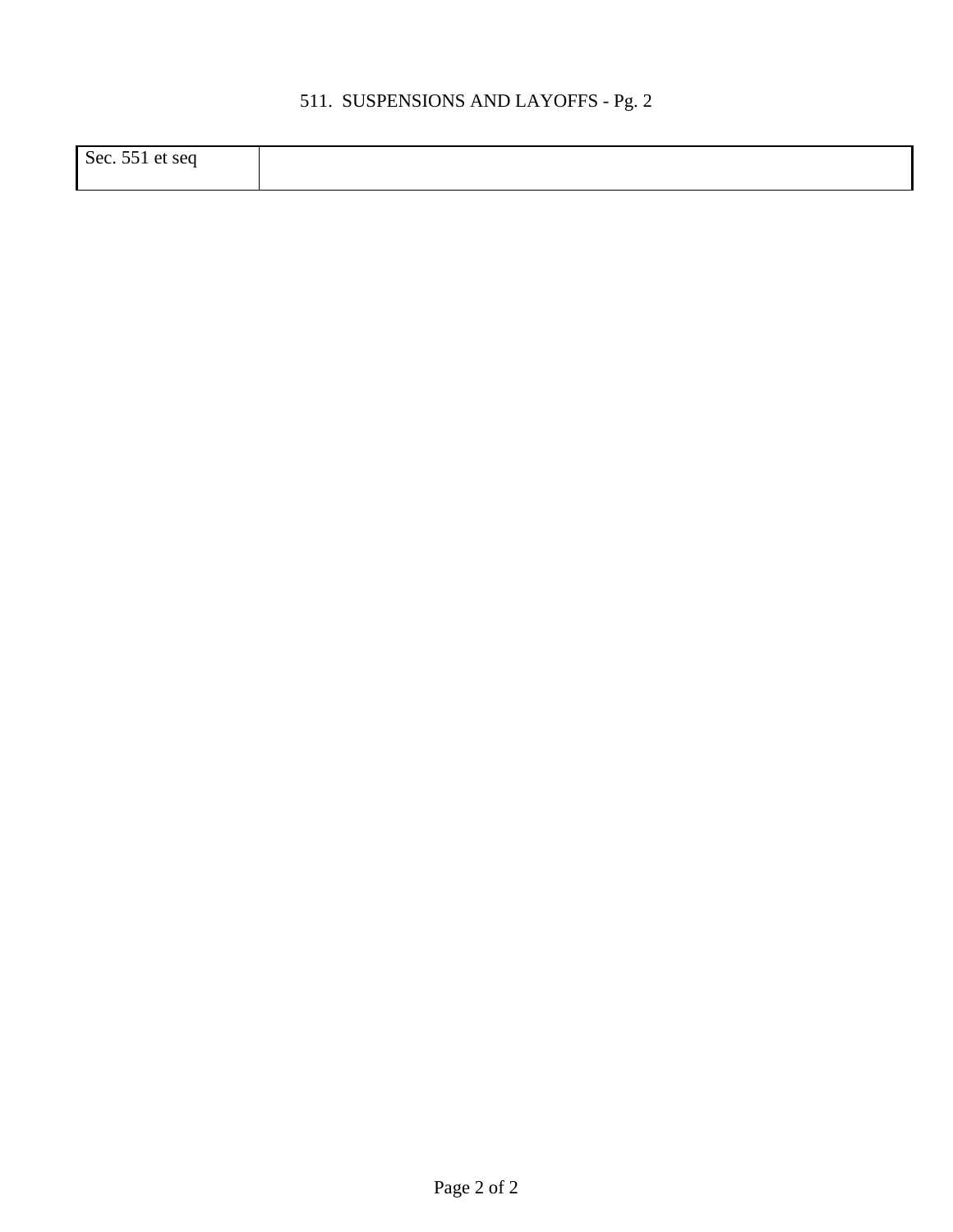| | |
|---|---|
| Sec. 551 et seq | |